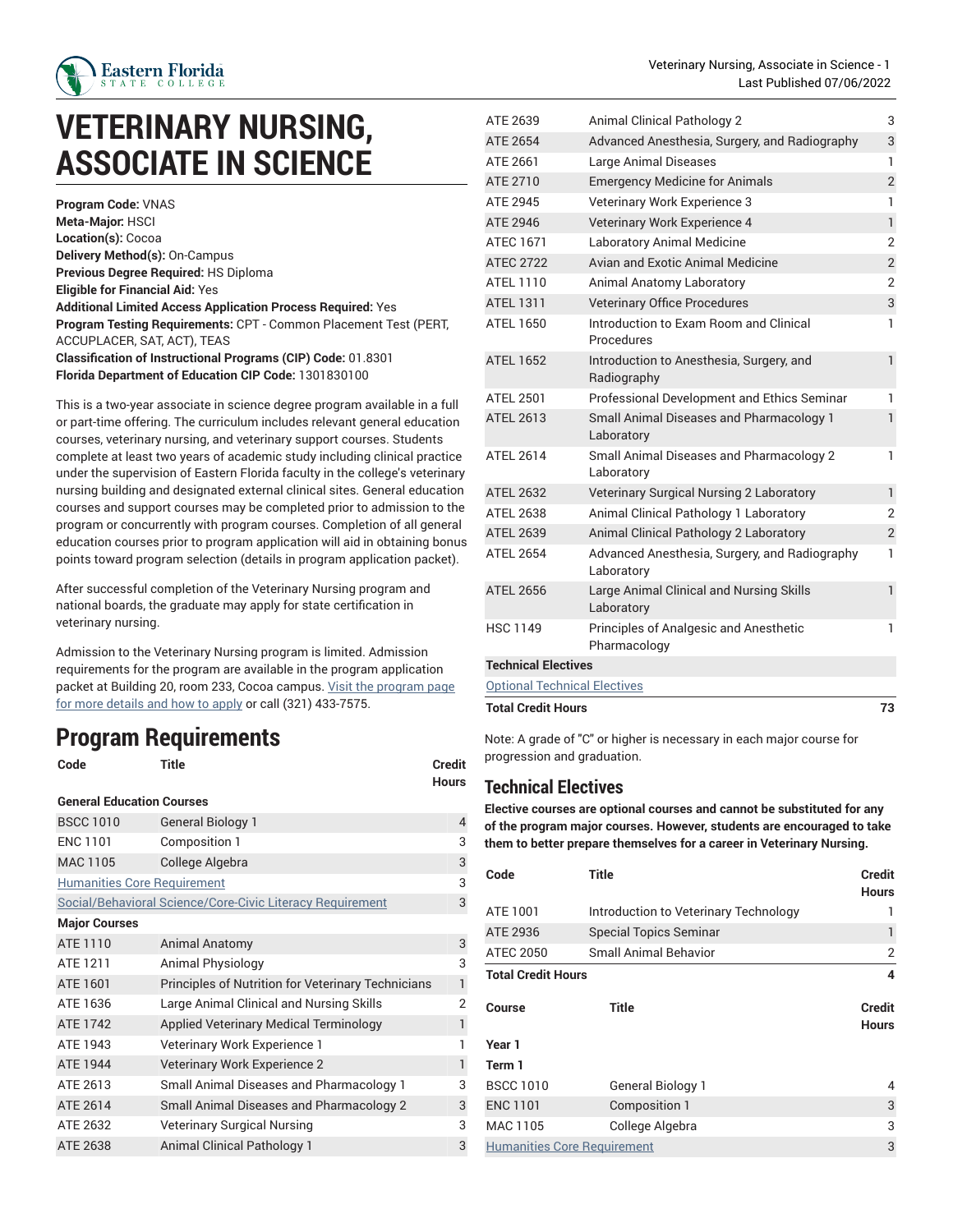# VETERINARY NURSING, ASSOCIATE IN SCIENCE

**Program Code:** VNAS
**Meta-Major:** HSCI
**Location(s):** Cocoa
**Delivery Method(s):** On-Campus
**Previous Degree Required:** HS Diploma
**Eligible for Financial Aid:** Yes
**Additional Limited Access Application Process Required:** Yes
**Program Testing Requirements:** CPT - Common Placement Test (PERT, ACCUPLACER, SAT, ACT), TEAS
**Classification of Instructional Programs (CIP) Code:** 01.8301
**Florida Department of Education CIP Code:** 1301830100

This is a two-year associate in science degree program available in a full or part-time offering. The curriculum includes relevant general education courses, veterinary nursing, and veterinary support courses. Students complete at least two years of academic study including clinical practice under the supervision of Eastern Florida faculty in the college's veterinary nursing building and designated external clinical sites. General education courses and support courses may be completed prior to admission to the program or concurrently with program courses. Completion of all general education courses prior to program application will aid in obtaining bonus points toward program selection (details in program application packet).

After successful completion of the Veterinary Nursing program and national boards, the graduate may apply for state certification in veterinary nursing.

Admission to the Veterinary Nursing program is limited. Admission requirements for the program are available in the program application packet at Building 20, room 233, Cocoa campus. Visit the program page for more details and how to apply or call (321) 433-7575.

## Program Requirements

| Code | Title | Credit Hours |
|---|---|---|
| **General Education Courses** | | |
| BSCC 1010 | General Biology 1 | 4 |
| ENC 1101 | Composition 1 | 3 |
| MAC 1105 | College Algebra | 3 |
| Humanities Core Requirement | | 3 |
| Social/Behavioral Science/Core-Civic Literacy Requirement | | 3 |
| **Major Courses** | | |
| ATE 1110 | Animal Anatomy | 3 |
| ATE 1211 | Animal Physiology | 3 |
| ATE 1601 | Principles of Nutrition for Veterinary Technicians | 1 |
| ATE 1636 | Large Animal Clinical and Nursing Skills | 2 |
| ATE 1742 | Applied Veterinary Medical Terminology | 1 |
| ATE 1943 | Veterinary Work Experience 1 | 1 |
| ATE 1944 | Veterinary Work Experience 2 | 1 |
| ATE 2613 | Small Animal Diseases and Pharmacology 1 | 3 |
| ATE 2614 | Small Animal Diseases and Pharmacology 2 | 3 |
| ATE 2632 | Veterinary Surgical Nursing | 3 |
| ATE 2638 | Animal Clinical Pathology 1 | 3 |
| ATE 2639 | Animal Clinical Pathology 2 | 3 |
| ATE 2654 | Advanced Anesthesia, Surgery, and Radiography | 3 |
| ATE 2661 | Large Animal Diseases | 1 |
| ATE 2710 | Emergency Medicine for Animals | 2 |
| ATE 2945 | Veterinary Work Experience 3 | 1 |
| ATE 2946 | Veterinary Work Experience 4 | 1 |
| ATEC 1671 | Laboratory Animal Medicine | 2 |
| ATEC 2722 | Avian and Exotic Animal Medicine | 2 |
| ATEL 1110 | Animal Anatomy Laboratory | 2 |
| ATEL 1311 | Veterinary Office Procedures | 3 |
| ATEL 1650 | Introduction to Exam Room and Clinical Procedures | 1 |
| ATEL 1652 | Introduction to Anesthesia, Surgery, and Radiography | 1 |
| ATEL 2501 | Professional Development and Ethics Seminar | 1 |
| ATEL 2613 | Small Animal Diseases and Pharmacology 1 Laboratory | 1 |
| ATEL 2614 | Small Animal Diseases and Pharmacology 2 Laboratory | 1 |
| ATEL 2632 | Veterinary Surgical Nursing 2 Laboratory | 1 |
| ATEL 2638 | Animal Clinical Pathology 1 Laboratory | 2 |
| ATEL 2639 | Animal Clinical Pathology 2 Laboratory | 2 |
| ATEL 2654 | Advanced Anesthesia, Surgery, and Radiography Laboratory | 1 |
| ATEL 2656 | Large Animal Clinical and Nursing Skills Laboratory | 1 |
| HSC 1149 | Principles of Analgesic and Anesthetic Pharmacology | 1 |
| **Technical Electives** | | |
| Optional Technical Electives | | |
| **Total Credit Hours** | | **73** |

Note: A grade of "C" or higher is necessary in each major course for progression and graduation.

## Technical Electives

**Elective courses are optional courses and cannot be substituted for any of the program major courses. However, students are encouraged to take them to better prepare themselves for a career in Veterinary Nursing.**

| Code | Title | Credit Hours |
|---|---|---|
| ATE 1001 | Introduction to Veterinary Technology | 1 |
| ATE 2936 | Special Topics Seminar | 1 |
| ATEC 2050 | Small Animal Behavior | 2 |
| **Total Credit Hours** | | **4** |

| Course | Title | Credit Hours |
|---|---|---|
| **Year 1** | | |
| **Term 1** | | |
| BSCC 1010 | General Biology 1 | 4 |
| ENC 1101 | Composition 1 | 3 |
| MAC 1105 | College Algebra | 3 |
| Humanities Core Requirement | | 3 |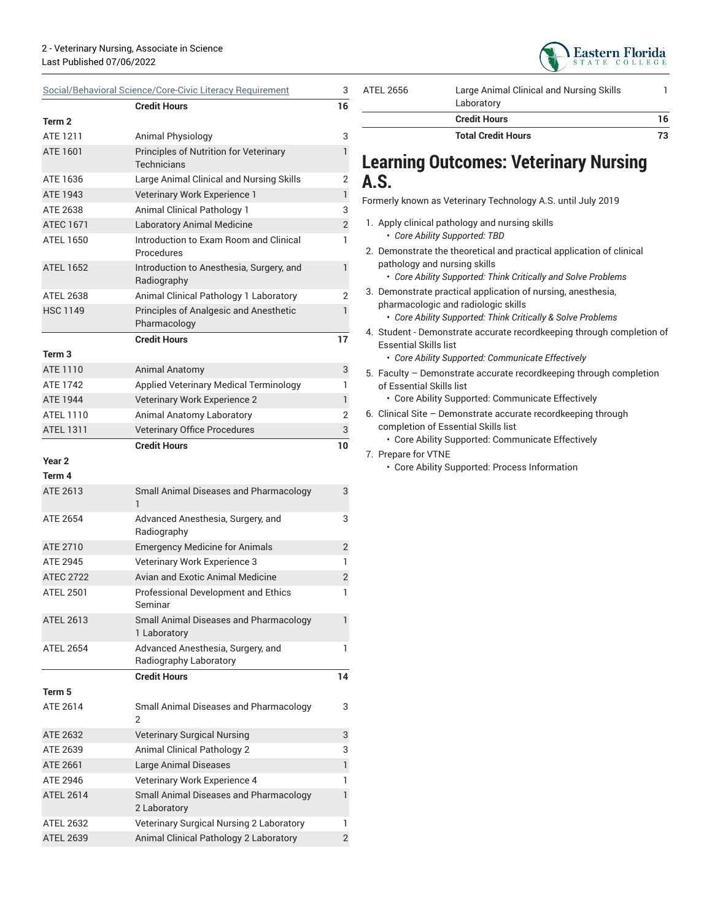| | | |
|---|---|---|
| Social/Behavioral Science/Core-Civic Literacy Requirement | | 3 |
| | **Credit Hours** | **16** |
| **Term 2** | | |
| ATE 1211 | Animal Physiology | 3 |
| ATE 1601 | Principles of Nutrition for Veterinary Technicians | 1 |
| ATE 1636 | Large Animal Clinical and Nursing Skills | 2 |
| ATE 1943 | Veterinary Work Experience 1 | 1 |
| ATE 2638 | Animal Clinical Pathology 1 | 3 |
| ATEC 1671 | Laboratory Animal Medicine | 2 |
| ATEL 1650 | Introduction to Exam Room and Clinical Procedures | 1 |
| ATEL 1652 | Introduction to Anesthesia, Surgery, and Radiography | 1 |
| ATEL 2638 | Animal Clinical Pathology 1 Laboratory | 2 |
| HSC 1149 | Principles of Analgesic and Anesthetic Pharmacology | 1 |
| | **Credit Hours** | **17** |
| **Term 3** | | |
| ATE 1110 | Animal Anatomy | 3 |
| ATE 1742 | Applied Veterinary Medical Terminology | 1 |
| ATE 1944 | Veterinary Work Experience 2 | 1 |
| ATEL 1110 | Animal Anatomy Laboratory | 2 |
| ATEL 1311 | Veterinary Office Procedures | 3 |
| | **Credit Hours** | **10** |
| **Year 2** | | |
| **Term 4** | | |
| ATE 2613 | Small Animal Diseases and Pharmacology 1 | 3 |
| ATE 2654 | Advanced Anesthesia, Surgery, and Radiography | 3 |
| ATE 2710 | Emergency Medicine for Animals | 2 |
| ATE 2945 | Veterinary Work Experience 3 | 1 |
| ATEC 2722 | Avian and Exotic Animal Medicine | 2 |
| ATEL 2501 | Professional Development and Ethics Seminar | 1 |
| ATEL 2613 | Small Animal Diseases and Pharmacology 1 Laboratory | 1 |
| ATEL 2654 | Advanced Anesthesia, Surgery, and Radiography Laboratory | 1 |
| | **Credit Hours** | **14** |
| **Term 5** | | |
| ATE 2614 | Small Animal Diseases and Pharmacology 2 | 3 |
| ATE 2632 | Veterinary Surgical Nursing | 3 |
| ATE 2639 | Animal Clinical Pathology 2 | 3 |
| ATE 2661 | Large Animal Diseases | 1 |
| ATE 2946 | Veterinary Work Experience 4 | 1 |
| ATEL 2614 | Small Animal Diseases and Pharmacology 2 Laboratory | 1 |
| ATEL 2632 | Veterinary Surgical Nursing 2 Laboratory | 1 |
| ATEL 2639 | Animal Clinical Pathology 2 Laboratory | 2 |
| ATEL 2656 | Large Animal Clinical and Nursing Skills Laboratory | 1 |
| | **Credit Hours** | **16** |
| | **Total Credit Hours** | **73** |

# Learning Outcomes: Veterinary Nursing A.S.

Formerly known as Veterinary Technology A.S. until July 2019

1. Apply clinical pathology and nursing skills
   - *Core Ability Supported: TBD*
2. Demonstrate the theoretical and practical application of clinical pathology and nursing skills
   - *Core Ability Supported: Think Critically and Solve Problems*
3. Demonstrate practical application of nursing, anesthesia, pharmacologic and radiologic skills
   - *Core Ability Supported: Think Critically & Solve Problems*
4. Student - Demonstrate accurate recordkeeping through completion of Essential Skills list
   - *Core Ability Supported: Communicate Effectively*
5. Faculty – Demonstrate accurate recordkeeping through completion of Essential Skills list
   - Core Ability Supported: Communicate Effectively
6. Clinical Site – Demonstrate accurate recordkeeping through completion of Essential Skills list
   - Core Ability Supported: Communicate Effectively
7. Prepare for VTNE
   - Core Ability Supported: Process Information